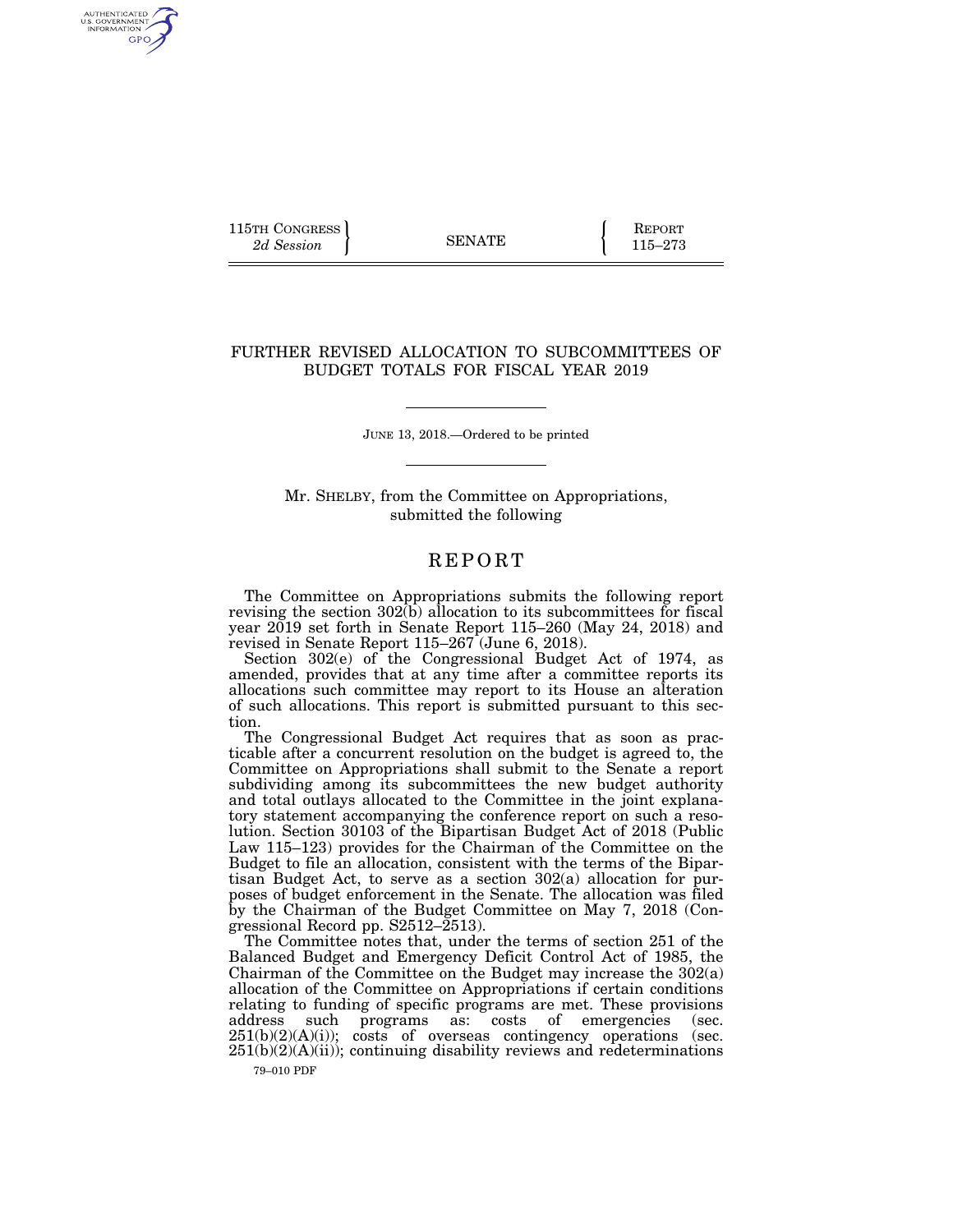115TH CONGRESS
*2d Session*

SENATE

REPORT
115–273

# FURTHER REVISED ALLOCATION TO SUBCOMMITTEES OF BUDGET TOTALS FOR FISCAL YEAR 2019

JUNE 13, 2018.—Ordered to be printed

Mr. SHELBY, from the Committee on Appropriations, submitted the following

## REPORT

The Committee on Appropriations submits the following report revising the section 302(b) allocation to its subcommittees for fiscal year 2019 set forth in Senate Report 115–260 (May 24, 2018) and revised in Senate Report 115–267 (June 6, 2018).

Section 302(e) of the Congressional Budget Act of 1974, as amended, provides that at any time after a committee reports its allocations such committee may report to its House an alteration of such allocations. This report is submitted pursuant to this section.

The Congressional Budget Act requires that as soon as practicable after a concurrent resolution on the budget is agreed to, the Committee on Appropriations shall submit to the Senate a report subdividing among its subcommittees the new budget authority and total outlays allocated to the Committee in the joint explanatory statement accompanying the conference report on such a resolution. Section 30103 of the Bipartisan Budget Act of 2018 (Public Law 115–123) provides for the Chairman of the Committee on the Budget to file an allocation, consistent with the terms of the Bipartisan Budget Act, to serve as a section 302(a) allocation for purposes of budget enforcement in the Senate. The allocation was filed by the Chairman of the Budget Committee on May 7, 2018 (Congressional Record pp. S2512–2513).

The Committee notes that, under the terms of section 251 of the Balanced Budget and Emergency Deficit Control Act of 1985, the Chairman of the Committee on the Budget may increase the 302(a) allocation of the Committee on Appropriations if certain conditions relating to funding of specific programs are met. These provisions address such programs as: costs of emergencies (sec. 251(b)(2)(A)(i)); costs of overseas contingency operations (sec. 251(b)(2)(A)(ii)); continuing disability reviews and redeterminations

79–010 PDF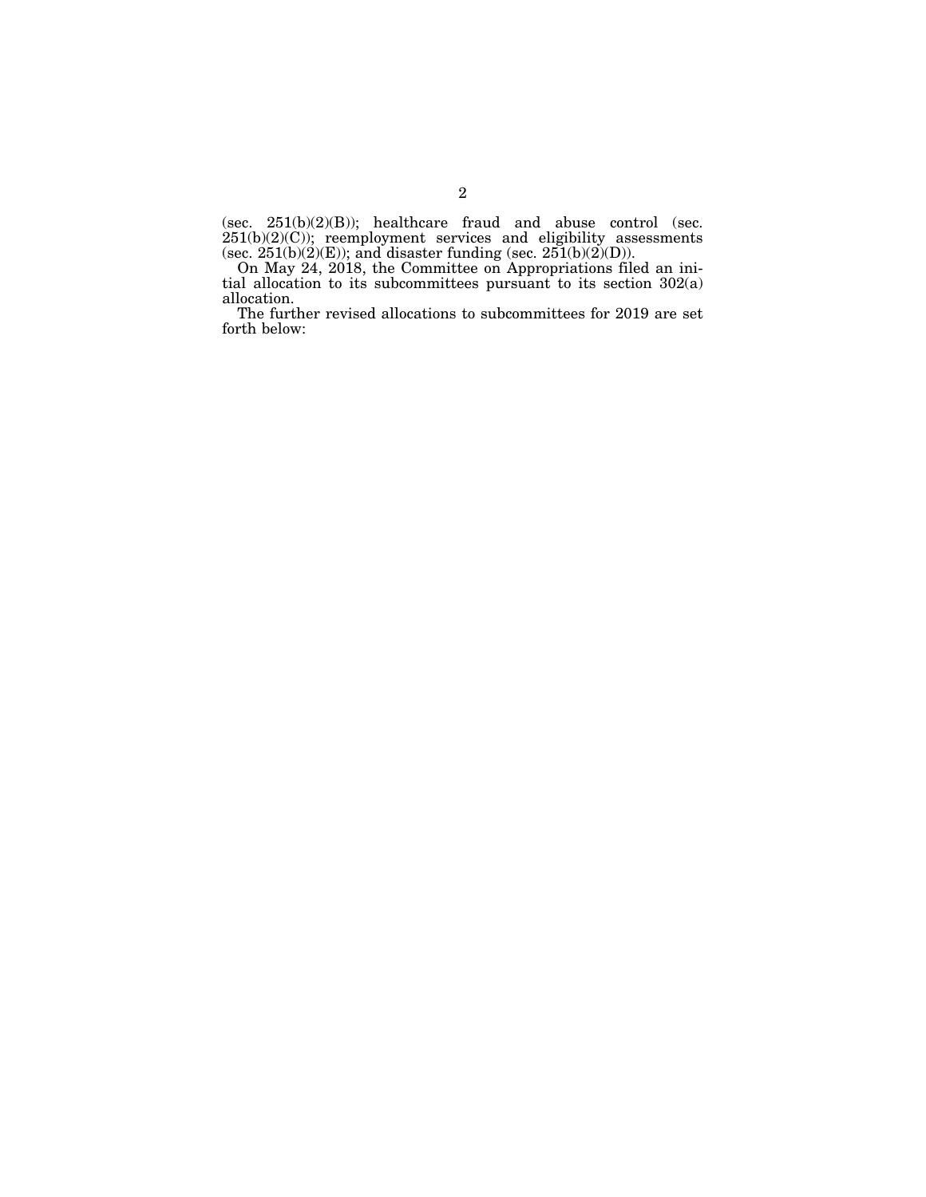(sec. 251(b)(2)(B)); healthcare fraud and abuse control (sec. 251(b)(2)(C)); reemployment services and eligibility assessments (sec. 251(b)(2)(E)); and disaster funding (sec. 251(b)(2)(D)).

On May 24, 2018, the Committee on Appropriations filed an initial allocation to its subcommittees pursuant to its section 302(a) allocation.

The further revised allocations to subcommittees for 2019 are set forth below: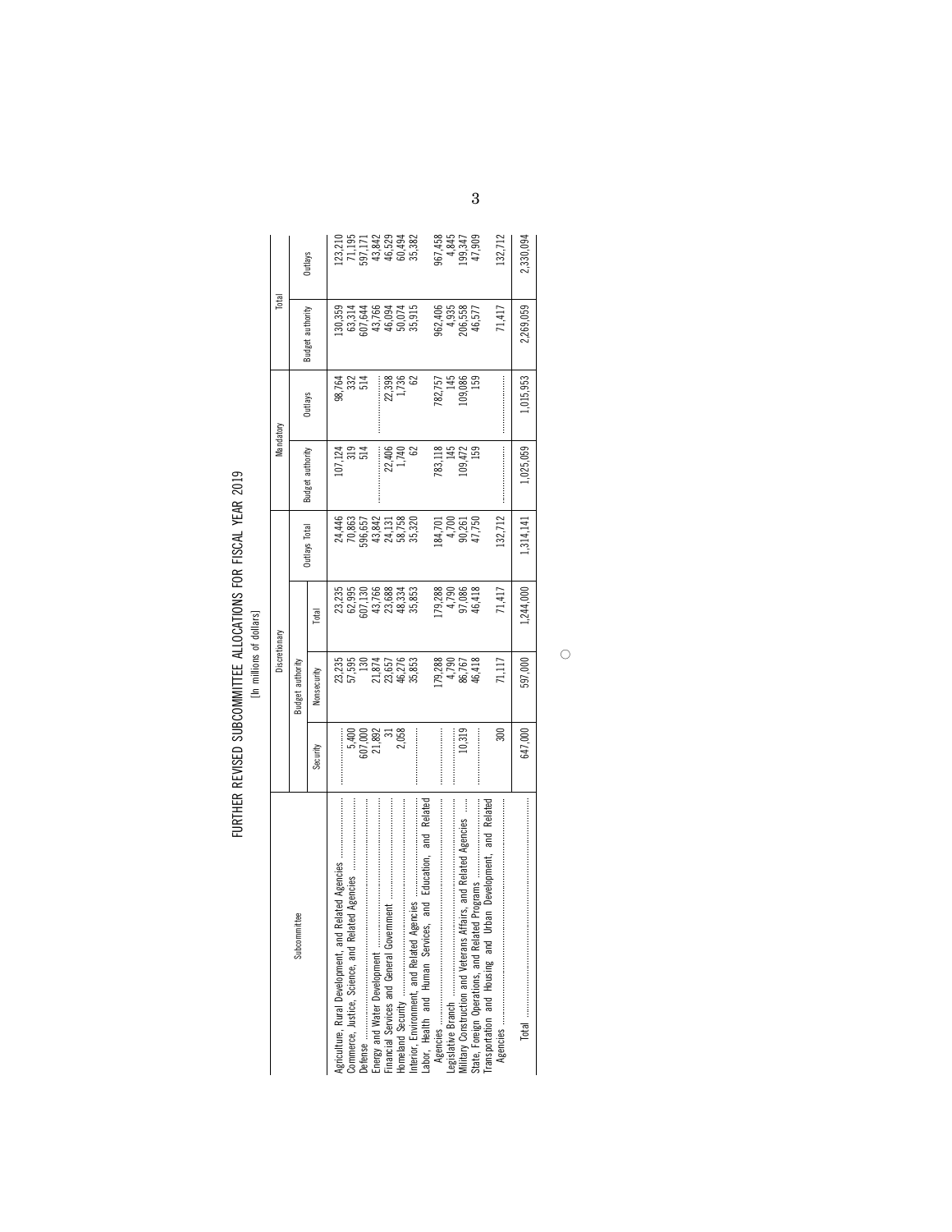# FURTHER REVISED SUBCOMMITTEE ALLOCATIONS FOR FISCAL YEAR 2019

[In millions of dollars]

| Subcommittee | Discretionary | | | | Mandatory | | Total | |
|---|---|---|---|---|---|---|---|---|
| | Budget authority | | | Outlays Total | Budget authority | Outlays | Budget authority | Outlays |
| | Security | Nonsecurity | Total | | | | | |
| Agriculture, Rural Development, and Related Agencies | | 23,235 | 23,235 | 24,446 | 107,124 | 98,764 | 130,359 | 123,210 |
| Commerce, Justice, Science, and Related Agencies | 5,400 | 57,595 | 62,995 | 70,863 | 319 | 332 | 63,314 | 71,195 |
| Defense | 607,000 | 130 | 607,130 | 596,657 | 514 | 514 | 607,644 | 597,171 |
| Energy and Water Development | 21,892 | 21,874 | 43,766 | 43,842 | | | 43,766 | 43,842 |
| Financial Services and General Government | 31 | 23,657 | 23,688 | 24,131 | 22,406 | 22,398 | 46,094 | 46,529 |
| Homeland Security | 2,058 | 46,276 | 48,334 | 58,758 | 1,740 | 1,736 | 50,074 | 60,494 |
| Interior, Environment, and Related Agencies | | 35,853 | 35,853 | 35,320 | 62 | 62 | 35,915 | 35,382 |
| Labor, Health and Human Services, and Education, and Related Agencies | | 179,288 | 179,288 | 184,701 | 783,118 | 782,757 | 962,406 | 967,458 |
| Legislative Branch | | 4,790 | 4,790 | 4,700 | 145 | 145 | 4,935 | 4,845 |
| Military Construction and Veterans Affairs, and Related Agencies | 10,319 | 86,767 | 97,086 | 90,261 | 109,472 | 109,086 | 206,558 | 199,347 |
| State, Foreign Operations, and Related Programs | | 46,418 | 46,418 | 47,750 | 159 | 159 | 46,577 | 47,909 |
| Transportation and Housing and Urban Development, and Related Agencies | 300 | 71,117 | 71,417 | 132,712 | | | 71,417 | 132,712 |
| Total | 647,000 | 597,000 | 1,244,000 | 1,314,141 | 1,025,059 | 1,015,953 | 2,269,059 | 2,330,094 |

○